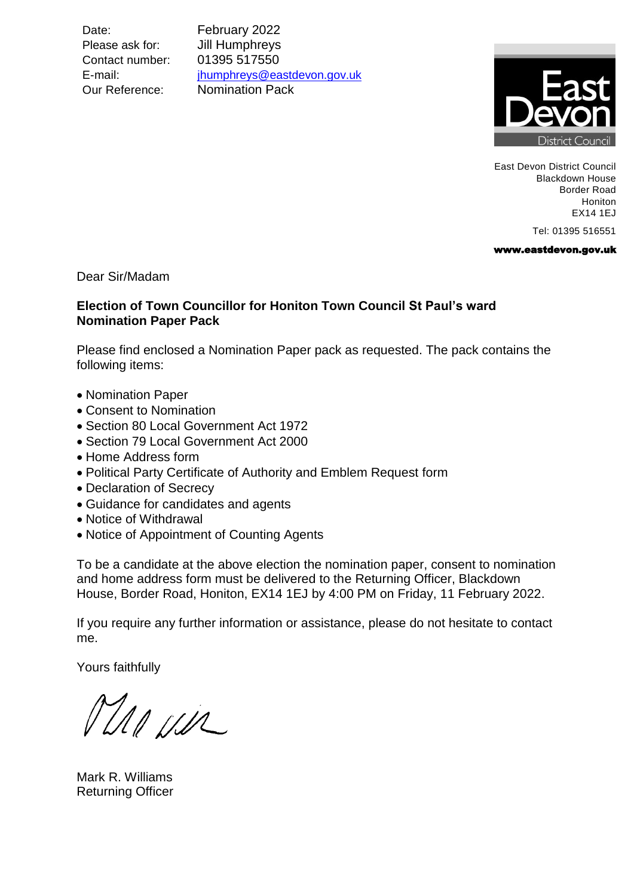| | |
|---|---|
| Date: | February 2022 |
| Please ask for: | Jill Humphreys |
| Contact number: | 01395 517550 |
| E-mail: | jhumphreys@eastdevon.gov.uk |
| Our Reference: | Nomination Pack |

East Devon District Council
Blackdown House
Border Road
Honiton
EX14 1EJ

Tel: 01395 516551

**www.eastdevon.gov.uk**

Dear Sir/Madam

**Election of Town Councillor for Honiton Town Council St Paul's ward**
**Nomination Paper Pack**

Please find enclosed a Nomination Paper pack as requested. The pack contains the following items:

- Nomination Paper
- Consent to Nomination
- Section 80 Local Government Act 1972
- Section 79 Local Government Act 2000
- Home Address form
- Political Party Certificate of Authority and Emblem Request form
- Declaration of Secrecy
- Guidance for candidates and agents
- Notice of Withdrawal
- Notice of Appointment of Counting Agents

To be a candidate at the above election the nomination paper, consent to nomination and home address form must be delivered to the Returning Officer, Blackdown House, Border Road, Honiton, EX14 1EJ by 4:00 PM on Friday, 11 February 2022.

If you require any further information or assistance, please do not hesitate to contact me.

Yours faithfully

Mark R. Williams
Returning Officer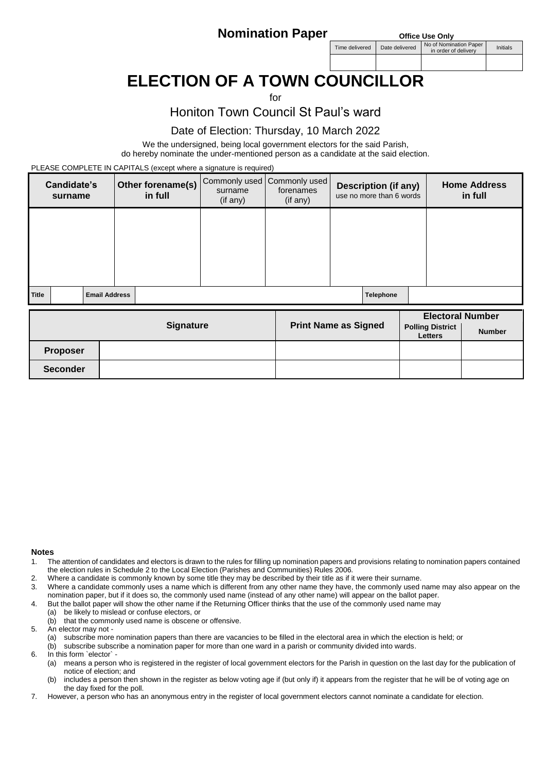# Nomination Paper

**Office Use Only**

| Time delivered | Date delivered | No of Nomination Paper in order of delivery | Initials |
|---|---|---|---|
| | | | |

# ELECTION OF A TOWN COUNCILLOR

for

## Honiton Town Council St Paul's ward

Date of Election: Thursday, 10 March 2022

We the undersigned, being local government electors for the said Parish, do hereby nominate the under-mentioned person as a candidate at the said election.

PLEASE COMPLETE IN CAPITALS (except where a signature is required)

| Candidate's surname | Other forename(s) in full | Commonly used surname (if any) | Commonly used forenames (if any) | Description (if any) use no more than 6 words | Home Address in full |
|---|---|---|---|---|---|
| | | | | | |
| **Title** | **Email Address** | | | **Telephone** | |

| | Signature | Print Name as Signed | Electoral Number | |
|---|---|---|---|---|
| | | | Polling District Letters | Number |
| **Proposer** | | | | |
| **Seconder** | | | | |

**Notes**

1. The attention of candidates and electors is drawn to the rules for filling up nomination papers and provisions relating to nomination papers contained the election rules in Schedule 2 to the Local Election (Parishes and Communities) Rules 2006.
2. Where a candidate is commonly known by some title they may be described by their title as if it were their surname.
3. Where a candidate commonly uses a name which is different from any other name they have, the commonly used name may also appear on the nomination paper, but if it does so, the commonly used name (instead of any other name) will appear on the ballot paper.
4. But the ballot paper will show the other name if the Returning Officer thinks that the use of the commonly used name may
   (a) be likely to mislead or confuse electors, or
   (b) that the commonly used name is obscene or offensive.
5. An elector may not -
   (a) subscribe more nomination papers than there are vacancies to be filled in the electoral area in which the election is held; or
   (b) subscribe subscribe a nomination paper for more than one ward in a parish or community divided into wards.
6. In this form `elector` -
   (a) means a person who is registered in the register of local government electors for the Parish in question on the last day for the publication of notice of election; and
   (b) includes a person then shown in the register as below voting age if (but only if) it appears from the register that he will be of voting age on the day fixed for the poll.
7. However, a person who has an anonymous entry in the register of local government electors cannot nominate a candidate for election.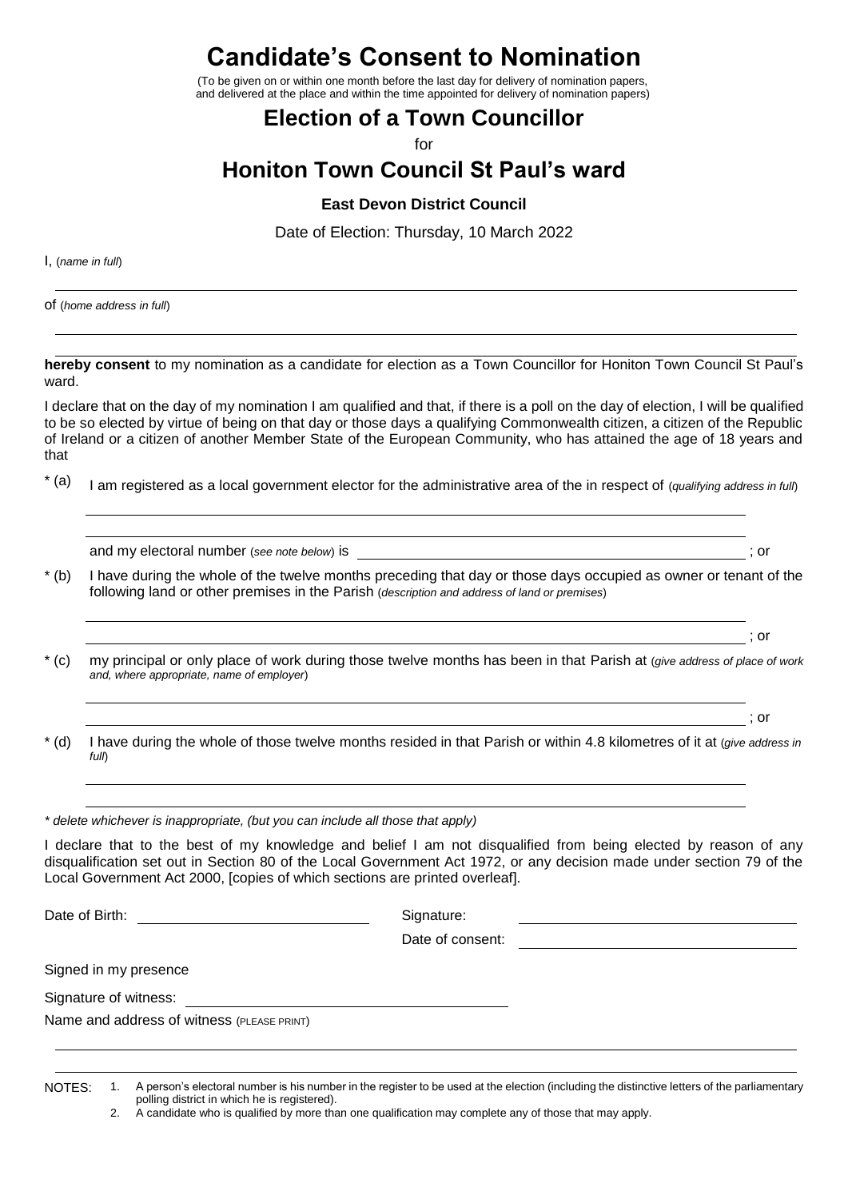# Candidate's Consent to Nomination

(To be given on or within one month before the last day for delivery of nomination papers, and delivered at the place and within the time appointed for delivery of nomination papers)

## Election of a Town Councillor

for

## Honiton Town Council St Paul's ward

**East Devon District Council**

Date of Election: Thursday, 10 March 2022

I, (*name in full*)

of (*home address in full*)

**hereby consent** to my nomination as a candidate for election as a Town Councillor for Honiton Town Council St Paul's ward.

I declare that on the day of my nomination I am qualified and that, if there is a poll on the day of election, I will be qualified to be so elected by virtue of being on that day or those days a qualifying Commonwealth citizen, a citizen of the Republic of Ireland or a citizen of another Member State of the European Community, who has attained the age of 18 years and that

\* (a) I am registered as a local government elector for the administrative area of the in respect of (*qualifying address in full*)

and my electoral number (*see note below*) is ; or

\* (b) I have during the whole of the twelve months preceding that day or those days occupied as owner or tenant of the following land or other premises in the Parish (*description and address of land or premises*)

; or

\* (c) my principal or only place of work during those twelve months has been in that Parish at (*give address of place of work and, where appropriate, name of employer*)

; or

\* (d) I have during the whole of those twelve months resided in that Parish or within 4.8 kilometres of it at (*give address in full*)

*\* delete whichever is inappropriate, (but you can include all those that apply)*

I declare that to the best of my knowledge and belief I am not disqualified from being elected by reason of any disqualification set out in Section 80 of the Local Government Act 1972, or any decision made under section 79 of the Local Government Act 2000, [copies of which sections are printed overleaf].

Date of Birth:

Signature:

Date of consent:

Signed in my presence

Signature of witness:

Name and address of witness (PLEASE PRINT)

NOTES:
1. A person's electoral number is his number in the register to be used at the election (including the distinctive letters of the parliamentary polling district in which he is registered).
2. A candidate who is qualified by more than one qualification may complete any of those that may apply.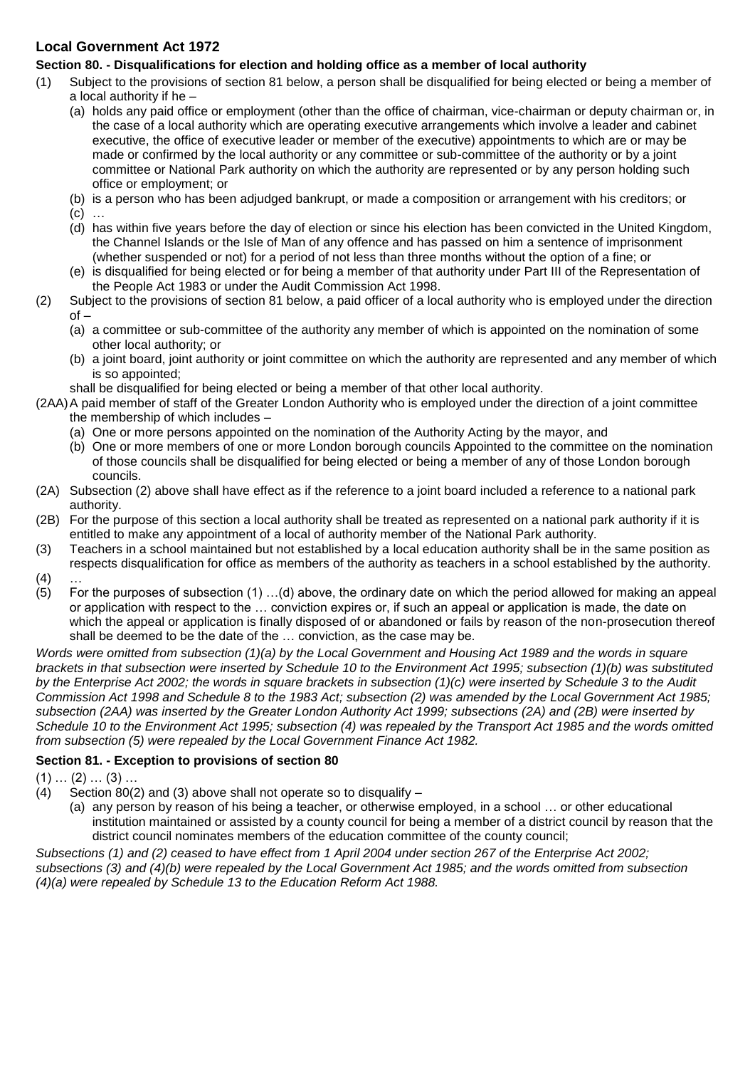## Local Government Act 1972

### Section 80. - Disqualifications for election and holding office as a member of local authority

(1) Subject to the provisions of section 81 below, a person shall be disqualified for being elected or being a member of a local authority if he –

- (a) holds any paid office or employment (other than the office of chairman, vice-chairman or deputy chairman or, in the case of a local authority which are operating executive arrangements which involve a leader and cabinet executive, the office of executive leader or member of the executive) appointments to which are or may be made or confirmed by the local authority or any committee or sub-committee of the authority or by a joint committee or National Park authority on which the authority are represented or by any person holding such office or employment; or
- (b) is a person who has been adjudged bankrupt, or made a composition or arrangement with his creditors; or
- (c) …
- (d) has within five years before the day of election or since his election has been convicted in the United Kingdom, the Channel Islands or the Isle of Man of any offence and has passed on him a sentence of imprisonment (whether suspended or not) for a period of not less than three months without the option of a fine; or
- (e) is disqualified for being elected or for being a member of that authority under Part III of the Representation of the People Act 1983 or under the Audit Commission Act 1998.

(2) Subject to the provisions of section 81 below, a paid officer of a local authority who is employed under the direction of –

- (a) a committee or sub-committee of the authority any member of which is appointed on the nomination of some other local authority; or
- (b) a joint board, joint authority or joint committee on which the authority are represented and any member of which is so appointed;

shall be disqualified for being elected or being a member of that other local authority.

(2AA) A paid member of staff of the Greater London Authority who is employed under the direction of a joint committee the membership of which includes –

- (a) One or more persons appointed on the nomination of the Authority Acting by the mayor, and
- (b) One or more members of one or more London borough councils Appointed to the committee on the nomination of those councils shall be disqualified for being elected or being a member of any of those London borough councils.

(2A) Subsection (2) above shall have effect as if the reference to a joint board included a reference to a national park authority.

(2B) For the purpose of this section a local authority shall be treated as represented on a national park authority if it is entitled to make any appointment of a local of authority member of the National Park authority.

(3) Teachers in a school maintained but not established by a local education authority shall be in the same position as respects disqualification for office as members of the authority as teachers in a school established by the authority.

(4) …

(5) For the purposes of subsection (1) …(d) above, the ordinary date on which the period allowed for making an appeal or application with respect to the … conviction expires or, if such an appeal or application is made, the date on which the appeal or application is finally disposed of or abandoned or fails by reason of the non-prosecution thereof shall be deemed to be the date of the … conviction, as the case may be.

*Words were omitted from subsection (1)(a) by the Local Government and Housing Act 1989 and the words in square brackets in that subsection were inserted by Schedule 10 to the Environment Act 1995; subsection (1)(b) was substituted by the Enterprise Act 2002; the words in square brackets in subsection (1)(c) were inserted by Schedule 3 to the Audit Commission Act 1998 and Schedule 8 to the 1983 Act; subsection (2) was amended by the Local Government Act 1985; subsection (2AA) was inserted by the Greater London Authority Act 1999; subsections (2A) and (2B) were inserted by Schedule 10 to the Environment Act 1995; subsection (4) was repealed by the Transport Act 1985 and the words omitted from subsection (5) were repealed by the Local Government Finance Act 1982.*

### Section 81. - Exception to provisions of section 80

(1) … (2) … (3) …

(4) Section 80(2) and (3) above shall not operate so to disqualify –

- (a) any person by reason of his being a teacher, or otherwise employed, in a school … or other educational institution maintained or assisted by a county council for being a member of a district council by reason that the district council nominates members of the education committee of the county council;

*Subsections (1) and (2) ceased to have effect from 1 April 2004 under section 267 of the Enterprise Act 2002; subsections (3) and (4)(b) were repealed by the Local Government Act 1985; and the words omitted from subsection (4)(a) were repealed by Schedule 13 to the Education Reform Act 1988.*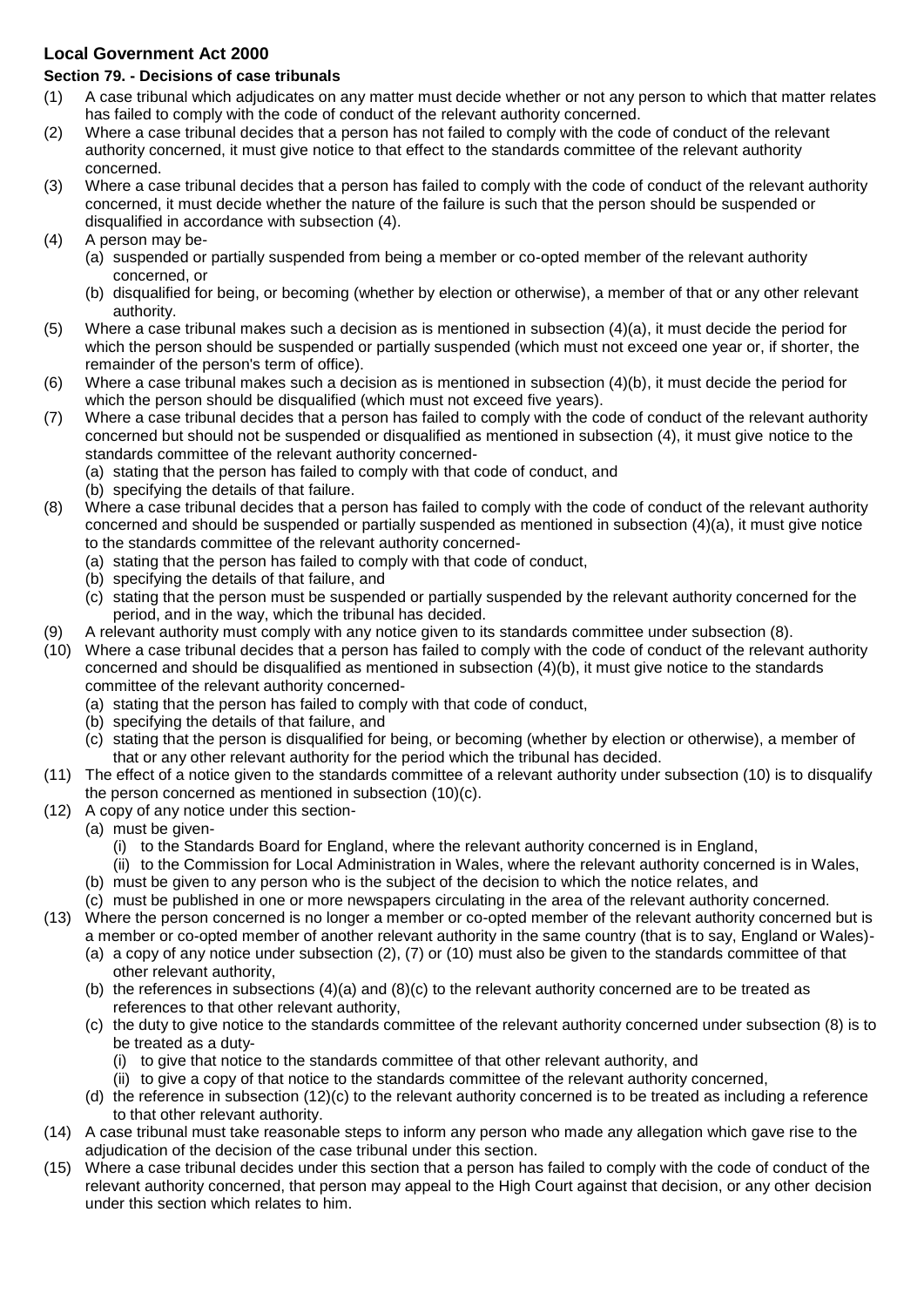## Local Government Act 2000

### Section 79. - Decisions of case tribunals

(1) A case tribunal which adjudicates on any matter must decide whether or not any person to which that matter relates has failed to comply with the code of conduct of the relevant authority concerned.

(2) Where a case tribunal decides that a person has not failed to comply with the code of conduct of the relevant authority concerned, it must give notice to that effect to the standards committee of the relevant authority concerned.

(3) Where a case tribunal decides that a person has failed to comply with the code of conduct of the relevant authority concerned, it must decide whether the nature of the failure is such that the person should be suspended or disqualified in accordance with subsection (4).

(4) A person may be-
   - (a) suspended or partially suspended from being a member or co-opted member of the relevant authority concerned, or
   - (b) disqualified for being, or becoming (whether by election or otherwise), a member of that or any other relevant authority.

(5) Where a case tribunal makes such a decision as is mentioned in subsection (4)(a), it must decide the period for which the person should be suspended or partially suspended (which must not exceed one year or, if shorter, the remainder of the person's term of office).

(6) Where a case tribunal makes such a decision as is mentioned in subsection (4)(b), it must decide the period for which the person should be disqualified (which must not exceed five years).

(7) Where a case tribunal decides that a person has failed to comply with the code of conduct of the relevant authority concerned but should not be suspended or disqualified as mentioned in subsection (4), it must give notice to the standards committee of the relevant authority concerned-
   - (a) stating that the person has failed to comply with that code of conduct, and
   - (b) specifying the details of that failure.

(8) Where a case tribunal decides that a person has failed to comply with the code of conduct of the relevant authority concerned and should be suspended or partially suspended as mentioned in subsection (4)(a), it must give notice to the standards committee of the relevant authority concerned-
   - (a) stating that the person has failed to comply with that code of conduct,
   - (b) specifying the details of that failure, and
   - (c) stating that the person must be suspended or partially suspended by the relevant authority concerned for the period, and in the way, which the tribunal has decided.

(9) A relevant authority must comply with any notice given to its standards committee under subsection (8).

(10) Where a case tribunal decides that a person has failed to comply with the code of conduct of the relevant authority concerned and should be disqualified as mentioned in subsection (4)(b), it must give notice to the standards committee of the relevant authority concerned-
   - (a) stating that the person has failed to comply with that code of conduct,
   - (b) specifying the details of that failure, and
   - (c) stating that the person is disqualified for being, or becoming (whether by election or otherwise), a member of that or any other relevant authority for the period which the tribunal has decided.

(11) The effect of a notice given to the standards committee of a relevant authority under subsection (10) is to disqualify the person concerned as mentioned in subsection (10)(c).

(12) A copy of any notice under this section-
   - (a) must be given-
     - (i) to the Standards Board for England, where the relevant authority concerned is in England,
     - (ii) to the Commission for Local Administration in Wales, where the relevant authority concerned is in Wales,
   - (b) must be given to any person who is the subject of the decision to which the notice relates, and
   - (c) must be published in one or more newspapers circulating in the area of the relevant authority concerned.

(13) Where the person concerned is no longer a member or co-opted member of the relevant authority concerned but is a member or co-opted member of another relevant authority in the same country (that is to say, England or Wales)-
   - (a) a copy of any notice under subsection (2), (7) or (10) must also be given to the standards committee of that other relevant authority,
   - (b) the references in subsections (4)(a) and (8)(c) to the relevant authority concerned are to be treated as references to that other relevant authority,
   - (c) the duty to give notice to the standards committee of the relevant authority concerned under subsection (8) is to be treated as a duty-
     - (i) to give that notice to the standards committee of that other relevant authority, and
     - (ii) to give a copy of that notice to the standards committee of the relevant authority concerned,
   - (d) the reference in subsection (12)(c) to the relevant authority concerned is to be treated as including a reference to that other relevant authority.

(14) A case tribunal must take reasonable steps to inform any person who made any allegation which gave rise to the adjudication of the decision of the case tribunal under this section.

(15) Where a case tribunal decides under this section that a person has failed to comply with the code of conduct of the relevant authority concerned, that person may appeal to the High Court against that decision, or any other decision under this section which relates to him.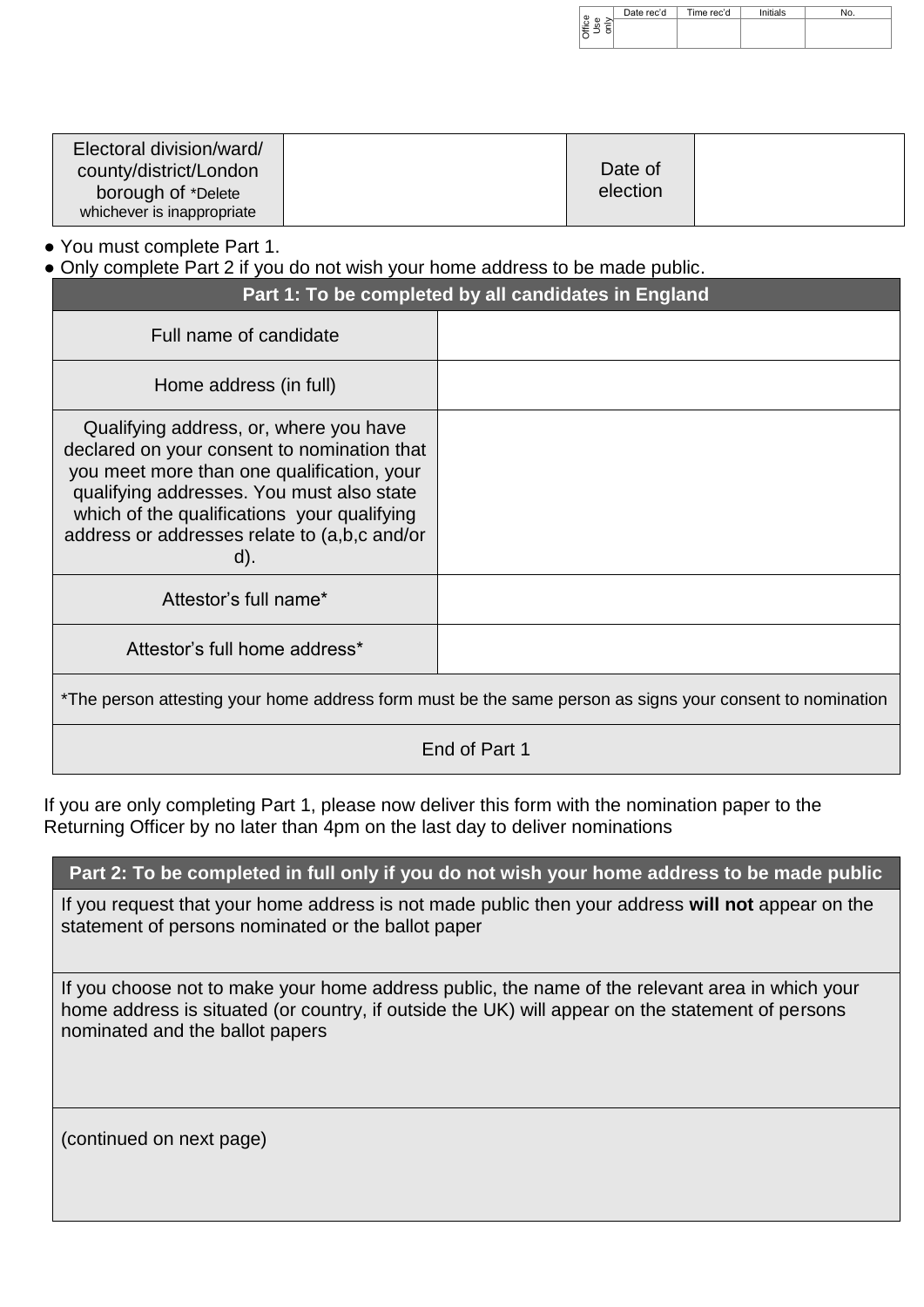| Office Use only | Date rec'd | Time rec'd | Initials | No. |
|---|---|---|---|---|
| | | | | |

| Electoral division/ward/ county/district/London borough of *Delete whichever is inappropriate | | Date of election | |
|---|---|---|---|

- You must complete Part 1.
- Only complete Part 2 if you do not wish your home address to be made public.

| Part 1: To be completed by all candidates in England | |
|---|---|
| Full name of candidate | |
| Home address (in full) | |
| Qualifying address, or, where you have declared on your consent to nomination that you meet more than one qualification, your qualifying addresses. You must also state which of the qualifications your qualifying address or addresses relate to (a,b,c and/or d). | |
| Attestor's full name* | |
| Attestor's full home address* | |
| *The person attesting your home address form must be the same person as signs your consent to nomination | |
| End of Part 1 | |

If you are only completing Part 1, please now deliver this form with the nomination paper to the Returning Officer by no later than 4pm on the last day to deliver nominations

| Part 2: To be completed in full only if you do not wish your home address to be made public |
|---|
| If you request that your home address is not made public then your address **will not** appear on the statement of persons nominated or the ballot paper |
| If you choose not to make your home address public, the name of the relevant area in which your home address is situated (or country, if outside the UK) will appear on the statement of persons nominated and the ballot papers |
| (continued on next page) |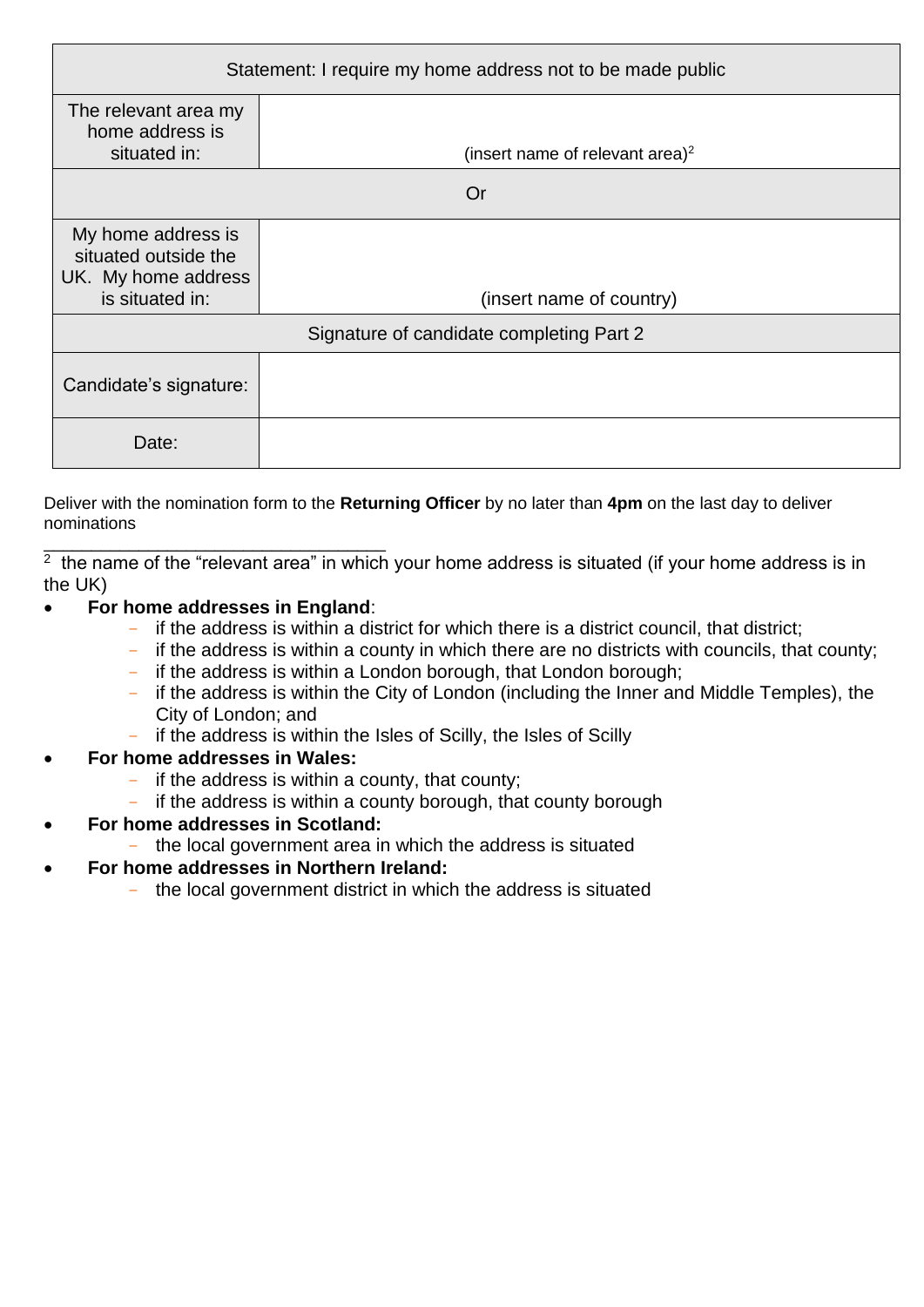| Statement: I require my home address not to be made public | |
|---|---|
| The relevant area my home address is situated in: | (insert name of relevant area)[2] |
| Or | |
| My home address is situated outside the UK. My home address is situated in: | (insert name of country) |
| Signature of candidate completing Part 2 | |
| Candidate's signature: | |
| Date: | |

Deliver with the nomination form to the **Returning Officer** by no later than **4pm** on the last day to deliver nominations

[2] the name of the "relevant area" in which your home address is situated (if your home address is in the UK)

- **For home addresses in England**:
  - if the address is within a district for which there is a district council, that district;
  - if the address is within a county in which there are no districts with councils, that county;
  - if the address is within a London borough, that London borough;
  - if the address is within the City of London (including the Inner and Middle Temples), the City of London; and
  - if the address is within the Isles of Scilly, the Isles of Scilly
- **For home addresses in Wales:**
  - if the address is within a county, that county;
  - if the address is within a county borough, that county borough
- **For home addresses in Scotland:**
  - the local government area in which the address is situated
- **For home addresses in Northern Ireland:**
  - the local government district in which the address is situated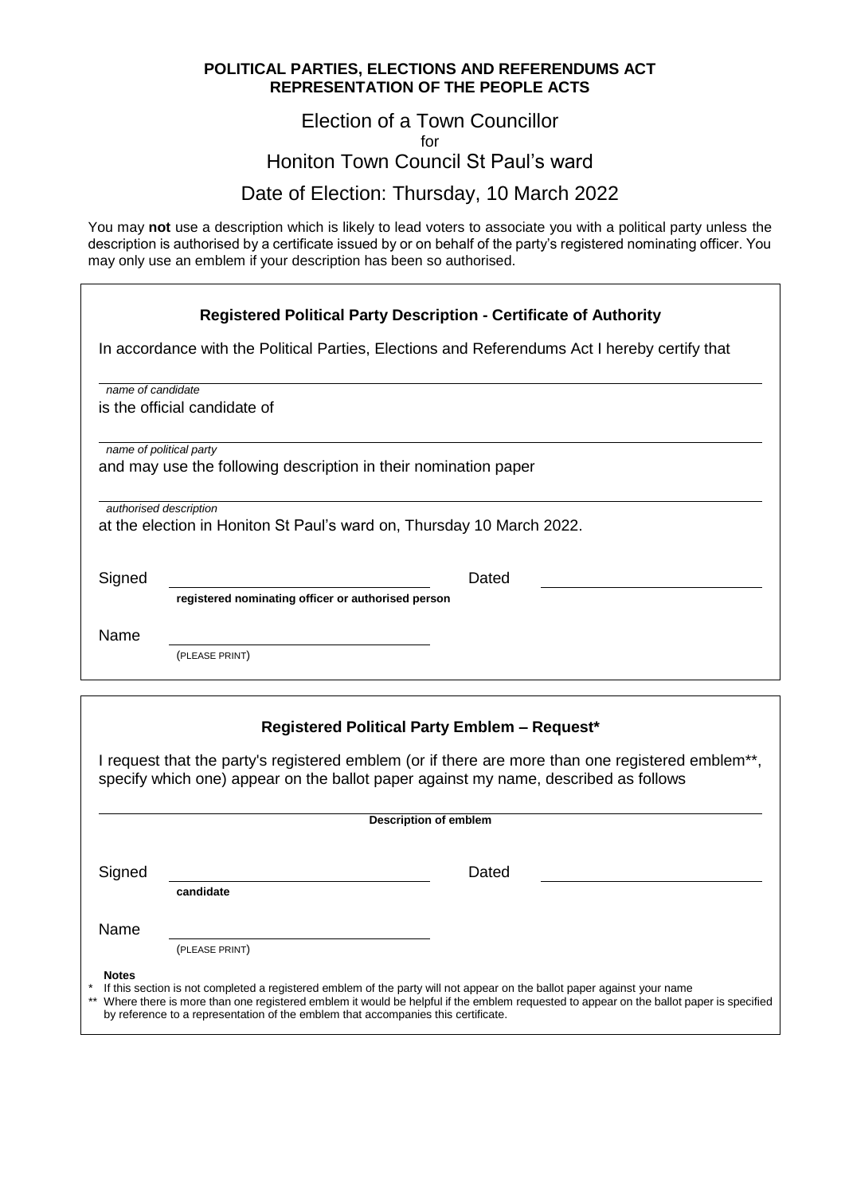**POLITICAL PARTIES, ELECTIONS AND REFERENDUMS ACT**
**REPRESENTATION OF THE PEOPLE ACTS**

# Election of a Town Councillor

for

# Honiton Town Council St Paul's ward

## Date of Election: Thursday, 10 March 2022

You may **not** use a description which is likely to lead voters to associate you with a political party unless the description is authorised by a certificate issued by or on behalf of the party's registered nominating officer. You may only use an emblem if your description has been so authorised.

### Registered Political Party Description - Certificate of Authority

In accordance with the Political Parties, Elections and Referendums Act I hereby certify that

\_\_\_\_\_\_\_\_\_\_\_\_\_\_\_\_\_\_\_\_\_\_\_\_\_\_\_\_\_\_\_\_\_\_\_\_\_\_\_\_
*name of candidate*

is the official candidate of

\_\_\_\_\_\_\_\_\_\_\_\_\_\_\_\_\_\_\_\_\_\_\_\_\_\_\_\_\_\_\_\_\_\_\_\_\_\_\_\_
*name of political party*

and may use the following description in their nomination paper

\_\_\_\_\_\_\_\_\_\_\_\_\_\_\_\_\_\_\_\_\_\_\_\_\_\_\_\_\_\_\_\_\_\_\_\_\_\_\_\_
*authorised description*

at the election in Honiton St Paul's ward on, Thursday 10 March 2022.

Signed \_\_\_\_\_\_\_\_\_\_\_\_\_\_\_\_\_\_\_\_\_\_\_\_ Dated \_\_\_\_\_\_\_\_\_\_\_\_\_\_\_\_\_\_\_\_
**registered nominating officer or authorised person**

Name \_\_\_\_\_\_\_\_\_\_\_\_\_\_\_\_\_\_\_\_\_\_\_\_
(PLEASE PRINT)

### Registered Political Party Emblem – Request*

I request that the party's registered emblem (or if there are more than one registered emblem**, specify which one) appear on the ballot paper against my name, described as follows

\_\_\_\_\_\_\_\_\_\_\_\_\_\_\_\_\_\_\_\_\_\_\_\_\_\_\_\_\_\_\_\_\_\_\_\_\_\_\_\_
**Description of emblem**

Signed \_\_\_\_\_\_\_\_\_\_\_\_\_\_\_\_\_\_\_\_\_\_\_\_ Dated \_\_\_\_\_\_\_\_\_\_\_\_\_\_\_\_\_\_\_\_
**candidate**

Name \_\_\_\_\_\_\_\_\_\_\_\_\_\_\_\_\_\_\_\_\_\_\_\_
(PLEASE PRINT)

**Notes**

\* If this section is not completed a registered emblem of the party will not appear on the ballot paper against your name

\*\* Where there is more than one registered emblem it would be helpful if the emblem requested to appear on the ballot paper is specified by reference to a representation of the emblem that accompanies this certificate.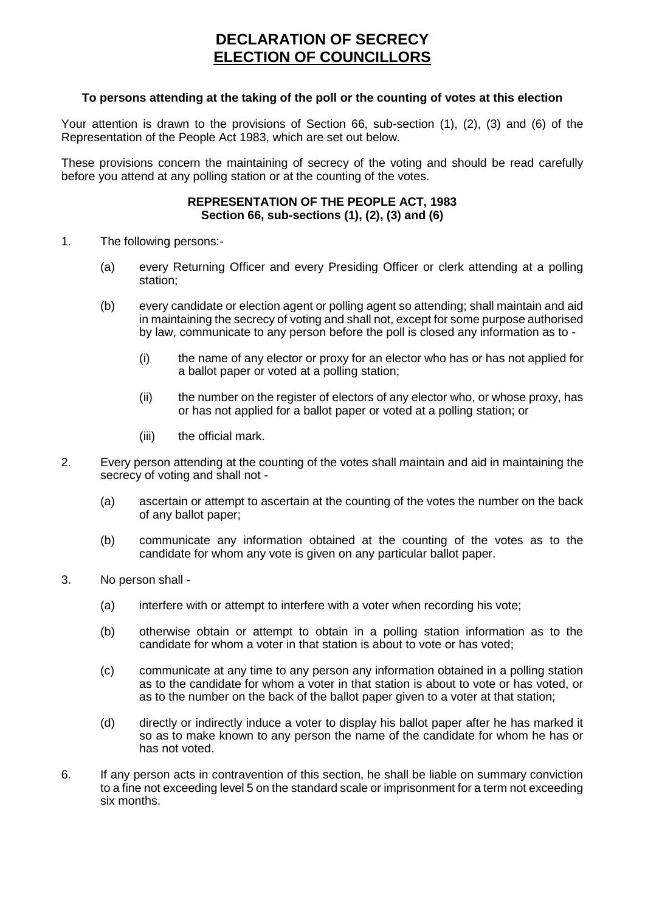# DECLARATION OF SECRECY
## ELECTION OF COUNCILLORS

**To persons attending at the taking of the poll or the counting of votes at this election**

Your attention is drawn to the provisions of Section 66, sub-section (1), (2), (3) and (6) of the Representation of the People Act 1983, which are set out below.

These provisions concern the maintaining of secrecy of the voting and should be read carefully before you attend at any polling station or at the counting of the votes.

**REPRESENTATION OF THE PEOPLE ACT, 1983**
**Section 66, sub-sections (1), (2), (3) and (6)**

1. The following persons:-

   (a) every Returning Officer and every Presiding Officer or clerk attending at a polling station;

   (b) every candidate or election agent or polling agent so attending; shall maintain and aid in maintaining the secrecy of voting and shall not, except for some purpose authorised by law, communicate to any person before the poll is closed any information as to -

      (i) the name of any elector or proxy for an elector who has or has not applied for a ballot paper or voted at a polling station;

      (ii) the number on the register of electors of any elector who, or whose proxy, has or has not applied for a ballot paper or voted at a polling station; or

      (iii) the official mark.

2. Every person attending at the counting of the votes shall maintain and aid in maintaining the secrecy of voting and shall not -

   (a) ascertain or attempt to ascertain at the counting of the votes the number on the back of any ballot paper;

   (b) communicate any information obtained at the counting of the votes as to the candidate for whom any vote is given on any particular ballot paper.

3. No person shall -

   (a) interfere with or attempt to interfere with a voter when recording his vote;

   (b) otherwise obtain or attempt to obtain in a polling station information as to the candidate for whom a voter in that station is about to vote or has voted;

   (c) communicate at any time to any person any information obtained in a polling station as to the candidate for whom a voter in that station is about to vote or has voted, or as to the number on the back of the ballot paper given to a voter at that station;

   (d) directly or indirectly induce a voter to display his ballot paper after he has marked it so as to make known to any person the name of the candidate for whom he has or has not voted.

6. If any person acts in contravention of this section, he shall be liable on summary conviction to a fine not exceeding level 5 on the standard scale or imprisonment for a term not exceeding six months.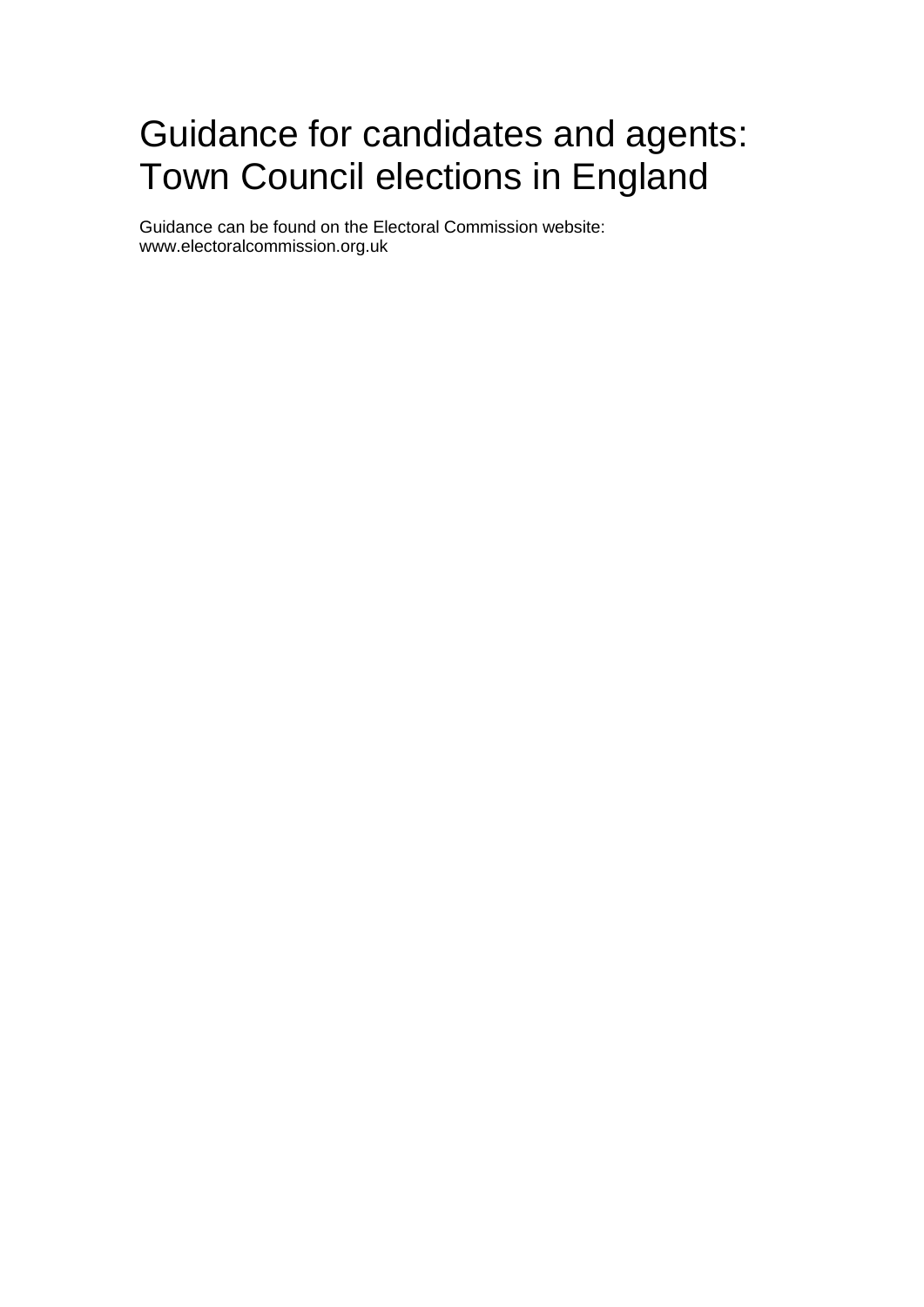# Guidance for candidates and agents: Town Council elections in England

Guidance can be found on the Electoral Commission website: www.electoralcommission.org.uk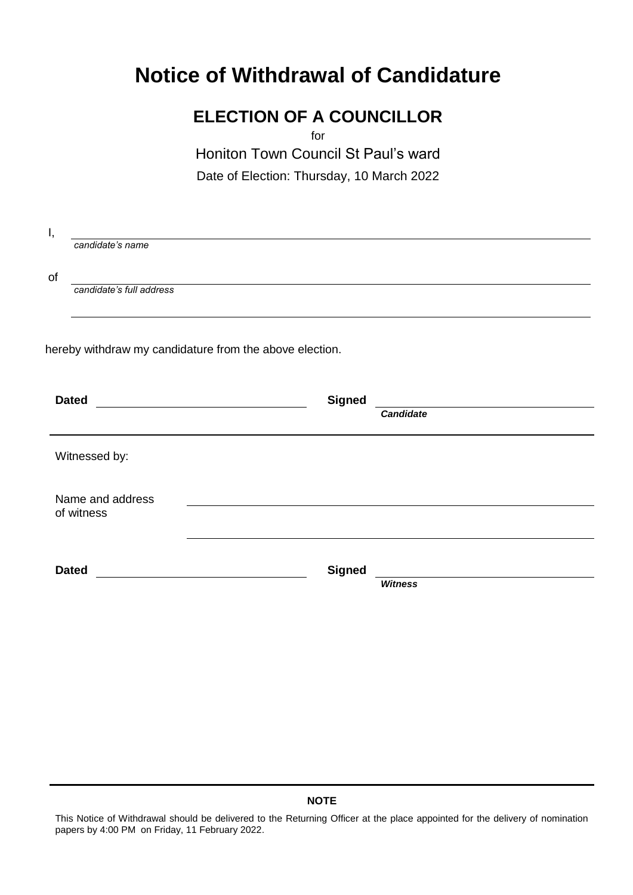# Notice of Withdrawal of Candidature

## ELECTION OF A COUNCILLOR

for

Honiton Town Council St Paul's ward

Date of Election: Thursday, 10 March 2022

I, \_\_\_\_\_\_\_\_\_\_\_\_\_\_\_\_\_\_\_\_\_\_\_\_\_\_\_\_\_\_\_\_\_\_\_\_\_\_\_\_
*candidate's name*

of \_\_\_\_\_\_\_\_\_\_\_\_\_\_\_\_\_\_\_\_\_\_\_\_\_\_\_\_\_\_\_\_\_\_\_\_\_\_\_\_
*candidate's full address*

\_\_\_\_\_\_\_\_\_\_\_\_\_\_\_\_\_\_\_\_\_\_\_\_\_\_\_\_\_\_\_\_\_\_\_\_\_\_\_\_

hereby withdraw my candidature from the above election.

**Dated** \_\_\_\_\_\_\_\_\_\_\_\_\_\_\_\_\_\_\_\_ **Signed** \_\_\_\_\_\_\_\_\_\_\_\_\_\_\_\_\_\_\_\_
***Candidate***

---

Witnessed by:

Name and address of witness \_\_\_\_\_\_\_\_\_\_\_\_\_\_\_\_\_\_\_\_\_\_\_\_\_\_\_\_\_\_\_\_\_\_\_\_\_\_\_\_

\_\_\_\_\_\_\_\_\_\_\_\_\_\_\_\_\_\_\_\_\_\_\_\_\_\_\_\_\_\_\_\_\_\_\_\_\_\_\_\_

**Dated** \_\_\_\_\_\_\_\_\_\_\_\_\_\_\_\_\_\_\_\_ **Signed** \_\_\_\_\_\_\_\_\_\_\_\_\_\_\_\_\_\_\_\_
***Witness***

---

**NOTE**

This Notice of Withdrawal should be delivered to the Returning Officer at the place appointed for the delivery of nomination papers by 4:00 PM on Friday, 11 February 2022.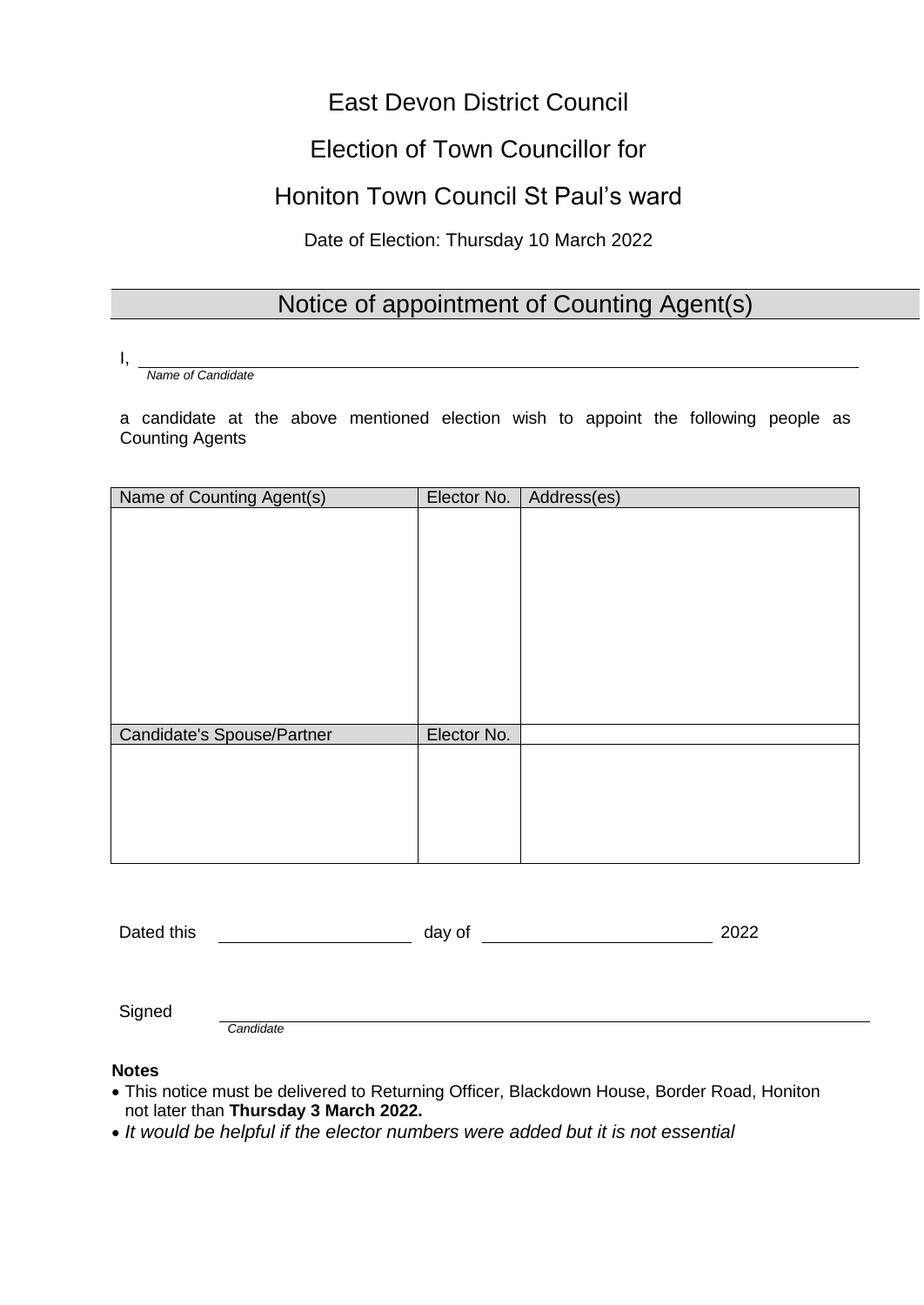# East Devon District Council

# Election of Town Councillor for

# Honiton Town Council St Paul's ward

Date of Election: Thursday 10 March 2022

## Notice of appointment of Counting Agent(s)

I, ______________________________________________
*Name of Candidate*

a candidate at the above mentioned election wish to appoint the following people as Counting Agents

| Name of Counting Agent(s) | Elector No. | Address(es) |
|---|---|---|
| | | |
| Candidate's Spouse/Partner | Elector No. | |
| | | |

Dated this ____________________ day of ________________________ 2022

Signed ______________________________________________
*Candidate*

**Notes**

- This notice must be delivered to Returning Officer, Blackdown House, Border Road, Honiton not later than **Thursday 3 March 2022.**
- *It would be helpful if the elector numbers were added but it is not essential*